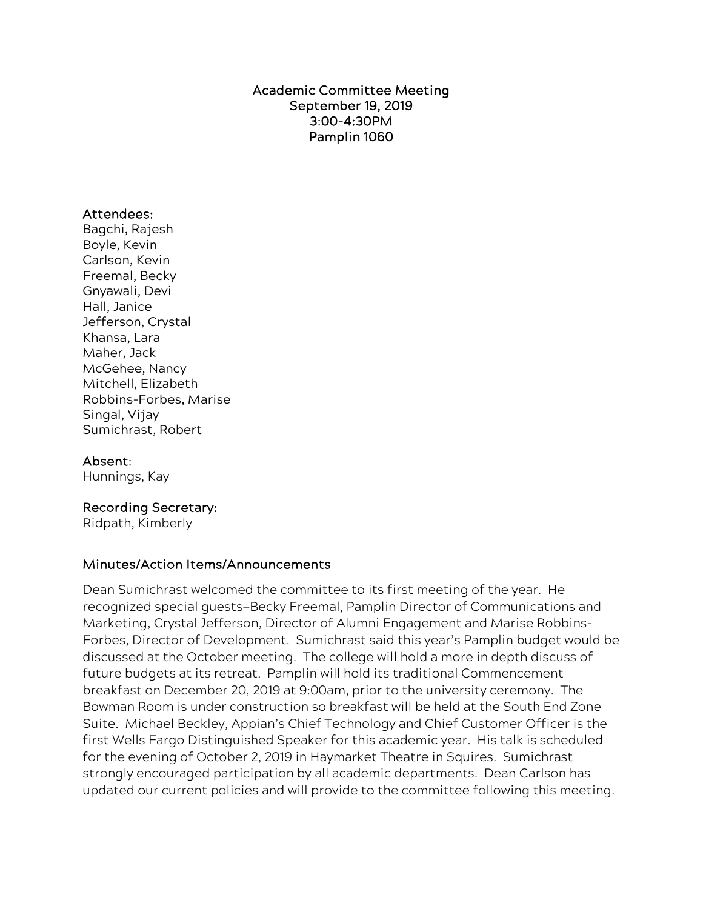# Academic Committee Meeting
## September 19, 2019
## 3:00-4:30PM
## Pamplin 1060

### Attendees:

Bagchi, Rajesh
Boyle, Kevin
Carlson, Kevin
Freemal, Becky
Gnyawali, Devi
Hall, Janice
Jefferson, Crystal
Khansa, Lara
Maher, Jack
McGehee, Nancy
Mitchell, Elizabeth
Robbins-Forbes, Marise
Singal, Vijay
Sumichrast, Robert

### Absent:

Hunnings, Kay

### Recording Secretary:

Ridpath, Kimberly

### Minutes/Action Items/Announcements

Dean Sumichrast welcomed the committee to its first meeting of the year. He recognized special guests–Becky Freemal, Pamplin Director of Communications and Marketing, Crystal Jefferson, Director of Alumni Engagement and Marise Robbins-Forbes, Director of Development. Sumichrast said this year's Pamplin budget would be discussed at the October meeting. The college will hold a more in depth discuss of future budgets at its retreat. Pamplin will hold its traditional Commencement breakfast on December 20, 2019 at 9:00am, prior to the university ceremony. The Bowman Room is under construction so breakfast will be held at the South End Zone Suite. Michael Beckley, Appian's Chief Technology and Chief Customer Officer is the first Wells Fargo Distinguished Speaker for this academic year. His talk is scheduled for the evening of October 2, 2019 in Haymarket Theatre in Squires. Sumichrast strongly encouraged participation by all academic departments. Dean Carlson has updated our current policies and will provide to the committee following this meeting.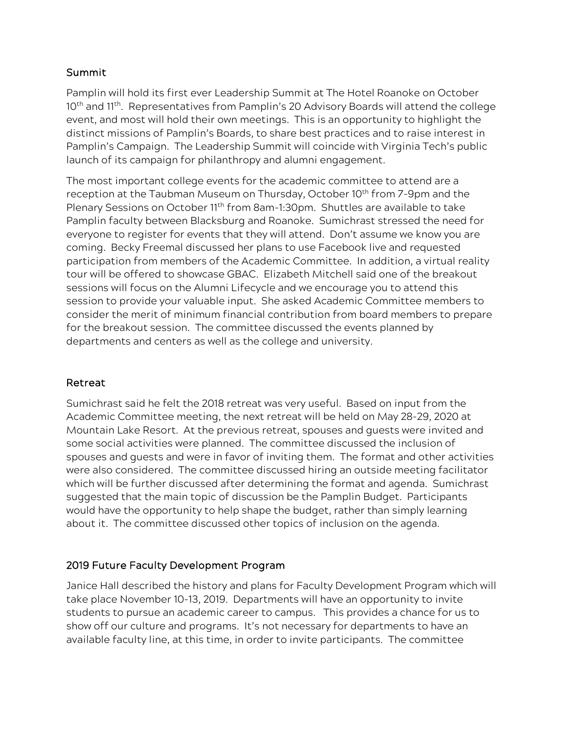### Summit

Pamplin will hold its first ever Leadership Summit at The Hotel Roanoke on October 10th and 11th. Representatives from Pamplin's 20 Advisory Boards will attend the college event, and most will hold their own meetings. This is an opportunity to highlight the distinct missions of Pamplin's Boards, to share best practices and to raise interest in Pamplin's Campaign. The Leadership Summit will coincide with Virginia Tech's public launch of its campaign for philanthropy and alumni engagement.

The most important college events for the academic committee to attend are a reception at the Taubman Museum on Thursday, October 10th from 7-9pm and the Plenary Sessions on October 11th from 8am-1:30pm. Shuttles are available to take Pamplin faculty between Blacksburg and Roanoke. Sumichrast stressed the need for everyone to register for events that they will attend. Don't assume we know you are coming. Becky Freemal discussed her plans to use Facebook live and requested participation from members of the Academic Committee. In addition, a virtual reality tour will be offered to showcase GBAC. Elizabeth Mitchell said one of the breakout sessions will focus on the Alumni Lifecycle and we encourage you to attend this session to provide your valuable input. She asked Academic Committee members to consider the merit of minimum financial contribution from board members to prepare for the breakout session. The committee discussed the events planned by departments and centers as well as the college and university.

### Retreat

Sumichrast said he felt the 2018 retreat was very useful. Based on input from the Academic Committee meeting, the next retreat will be held on May 28-29, 2020 at Mountain Lake Resort. At the previous retreat, spouses and guests were invited and some social activities were planned. The committee discussed the inclusion of spouses and guests and were in favor of inviting them. The format and other activities were also considered. The committee discussed hiring an outside meeting facilitator which will be further discussed after determining the format and agenda. Sumichrast suggested that the main topic of discussion be the Pamplin Budget. Participants would have the opportunity to help shape the budget, rather than simply learning about it. The committee discussed other topics of inclusion on the agenda.

### 2019 Future Faculty Development Program

Janice Hall described the history and plans for Faculty Development Program which will take place November 10-13, 2019. Departments will have an opportunity to invite students to pursue an academic career to campus. This provides a chance for us to show off our culture and programs. It's not necessary for departments to have an available faculty line, at this time, in order to invite participants. The committee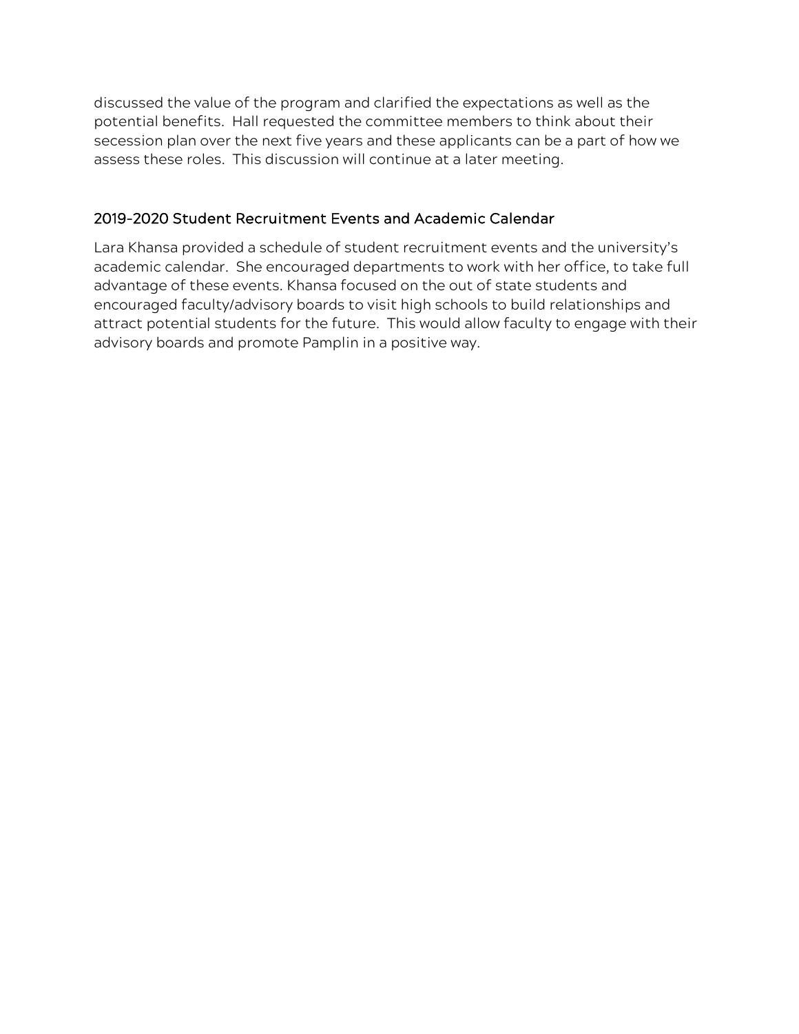discussed the value of the program and clarified the expectations as well as the potential benefits. Hall requested the committee members to think about their secession plan over the next five years and these applicants can be a part of how we assess these roles. This discussion will continue at a later meeting.

## 2019-2020 Student Recruitment Events and Academic Calendar

Lara Khansa provided a schedule of student recruitment events and the university's academic calendar. She encouraged departments to work with her office, to take full advantage of these events. Khansa focused on the out of state students and encouraged faculty/advisory boards to visit high schools to build relationships and attract potential students for the future. This would allow faculty to engage with their advisory boards and promote Pamplin in a positive way.